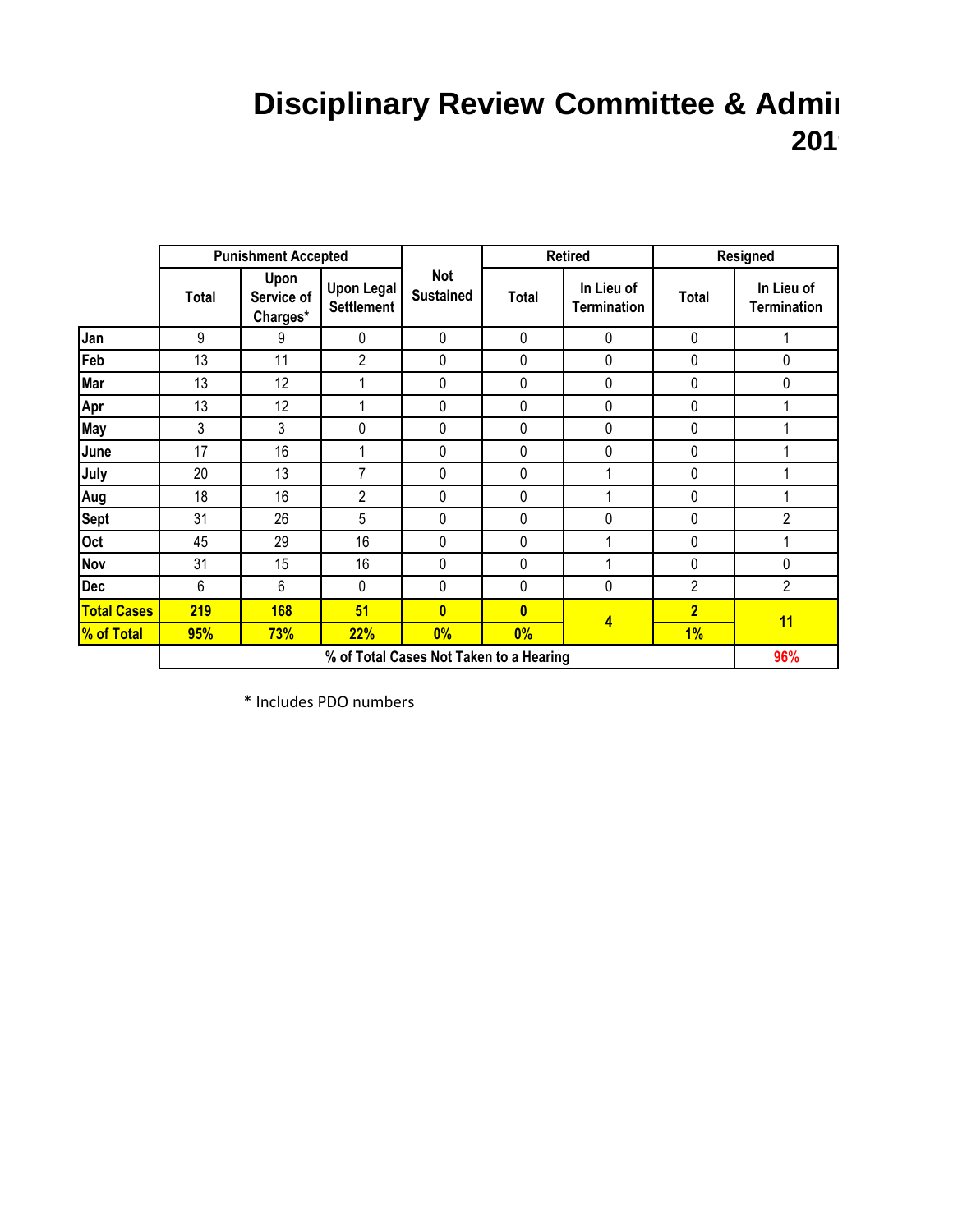# Disciplinary Review Committee & Admi

## 201

| | Punishment Accepted | | | Not Sustained | Retired | | Resigned | |
|---|---|---|---|---|---|---|---|---|
| | Total | Upon Service of Charges* | Upon Legal Settlement | | Total | In Lieu of Termination | Total | In Lieu of Termination |
| Jan | 9 | 9 | 0 | 0 | 0 | 0 | 0 | 1 |
| Feb | 13 | 11 | 2 | 0 | 0 | 0 | 0 | 0 |
| Mar | 13 | 12 | 1 | 0 | 0 | 0 | 0 | 0 |
| Apr | 13 | 12 | 1 | 0 | 0 | 0 | 0 | 1 |
| May | 3 | 3 | 0 | 0 | 0 | 0 | 0 | 1 |
| June | 17 | 16 | 1 | 0 | 0 | 0 | 0 | 1 |
| July | 20 | 13 | 7 | 0 | 0 | 1 | 0 | 1 |
| Aug | 18 | 16 | 2 | 0 | 0 | 1 | 0 | 1 |
| Sept | 31 | 26 | 5 | 0 | 0 | 0 | 0 | 2 |
| Oct | 45 | 29 | 16 | 0 | 0 | 1 | 0 | 1 |
| Nov | 31 | 15 | 16 | 0 | 0 | 1 | 0 | 0 |
| Dec | 6 | 6 | 0 | 0 | 0 | 0 | 2 | 2 |
| **Total Cases** | **219** | **168** | **51** | **0** | **0** | **4** | **2** | **11** |
| **% of Total** | **95%** | **73%** | **22%** | **0%** | **0%** | | **1%** | |
| | **% of Total Cases Not Taken to a Hearing** | | | | | | | **96%** |

* Includes PDO numbers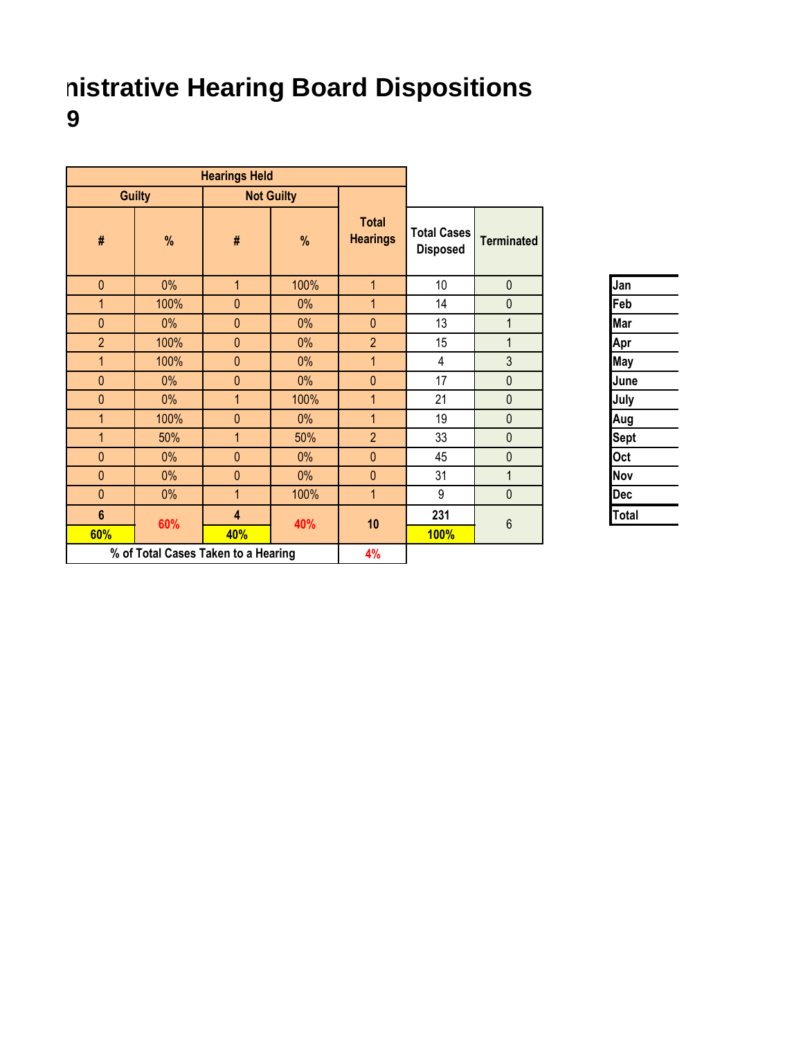# nistrative Hearing Board Dispositions
## 9

| Guilty # | Guilty % | Not Guilty # | Not Guilty % | Total Hearings | Total Cases Disposed | Terminated | |
|---|---|---|---|---|---|---|---|
| 0 | 0% | 1 | 100% | 1 | 10 | 0 | Jan |
| 1 | 100% | 0 | 0% | 1 | 14 | 0 | Feb |
| 0 | 0% | 0 | 0% | 0 | 13 | 1 | Mar |
| 2 | 100% | 0 | 0% | 2 | 15 | 1 | Apr |
| 1 | 100% | 0 | 0% | 1 | 4 | 3 | May |
| 0 | 0% | 0 | 0% | 0 | 17 | 0 | June |
| 0 | 0% | 1 | 100% | 1 | 21 | 0 | July |
| 1 | 100% | 0 | 0% | 1 | 19 | 0 | Aug |
| 1 | 50% | 1 | 50% | 2 | 33 | 0 | Sept |
| 0 | 0% | 0 | 0% | 0 | 45 | 0 | Oct |
| 0 | 0% | 0 | 0% | 0 | 31 | 1 | Nov |
| 0 | 0% | 1 | 100% | 1 | 9 | 0 | Dec |
| 6 / 60% | 60% | 4 / 40% | 40% | 10 | 231 / 100% | 6 | Total |
| % of Total Cases Taken to a Hearing | | | | 4% | | | |

Note: "Hearings Held" spans the Guilty, Not Guilty, and Total Hearings columns.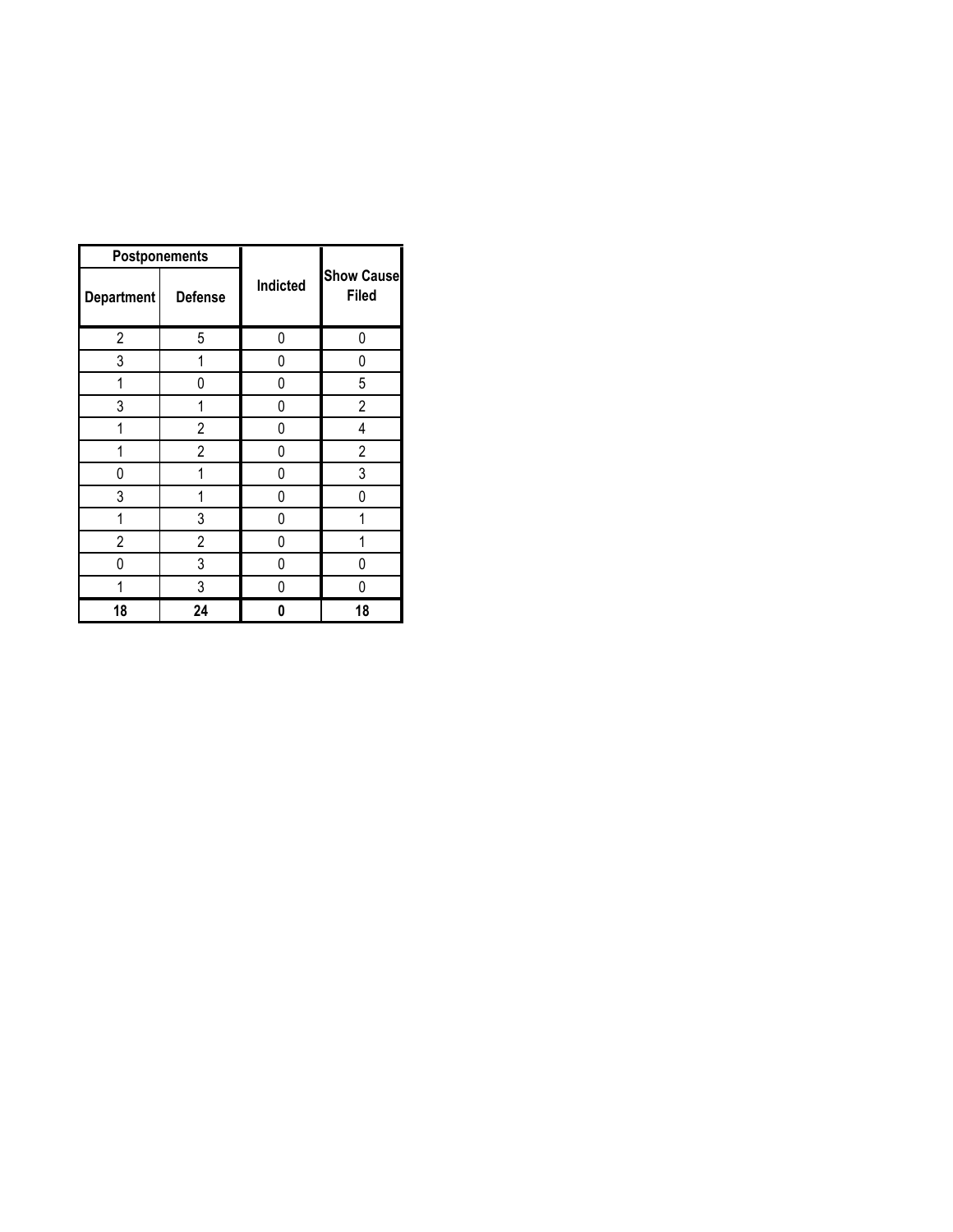| Postponements | | Indicted | Show Cause Filed |
|---|---|---|---|
| Department | Defense | | |
| 2 | 5 | 0 | 0 |
| 3 | 1 | 0 | 0 |
| 1 | 0 | 0 | 5 |
| 3 | 1 | 0 | 2 |
| 1 | 2 | 0 | 4 |
| 1 | 2 | 0 | 2 |
| 0 | 1 | 0 | 3 |
| 3 | 1 | 0 | 0 |
| 1 | 3 | 0 | 1 |
| 2 | 2 | 0 | 1 |
| 0 | 3 | 0 | 0 |
| 1 | 3 | 0 | 0 |
| **18** | **24** | **0** | **18** |